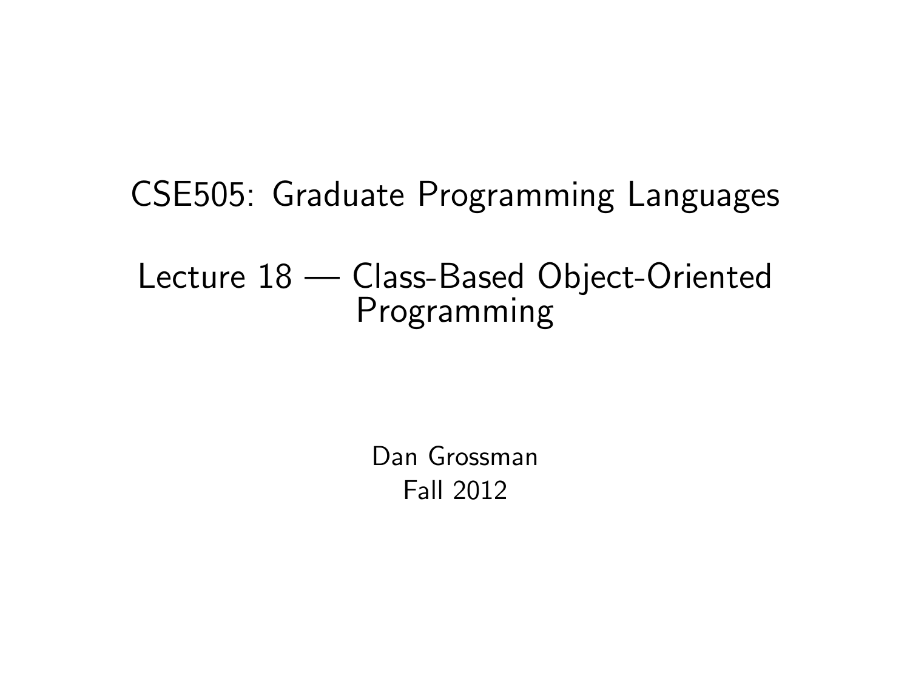# CSE505: Graduate Programming Languages

## Lecture 18 — Class-Based Object-Oriented Programming

Dan Grossman

Fall 2012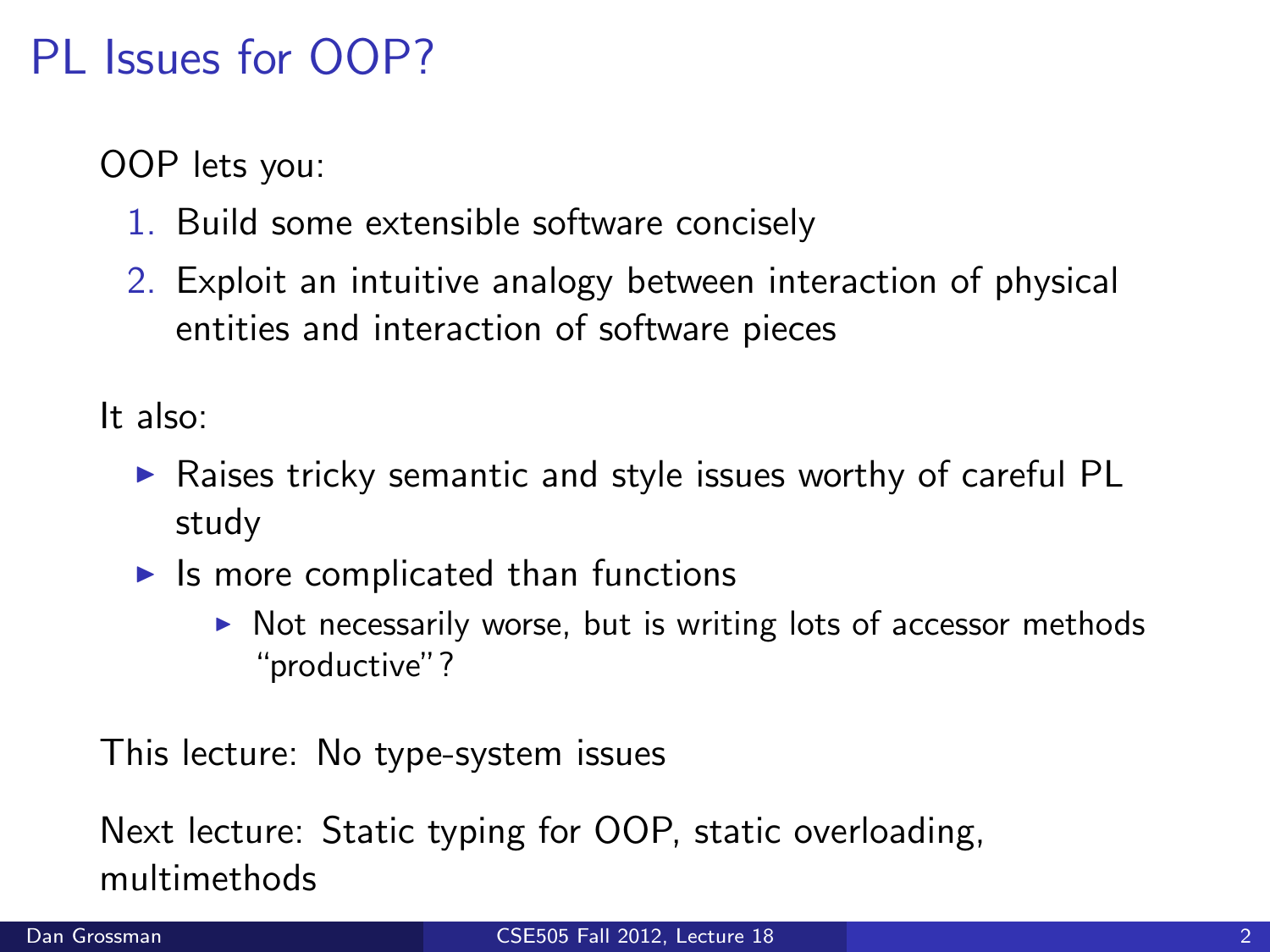# PL Issues for OOP?

OOP lets you:

1. Build some extensible software concisely
2. Exploit an intuitive analogy between interaction of physical entities and interaction of software pieces

It also:

- Raises tricky semantic and style issues worthy of careful PL study
- Is more complicated than functions
  - Not necessarily worse, but is writing lots of accessor methods "productive"?

This lecture: No type-system issues

Next lecture: Static typing for OOP, static overloading, multimethods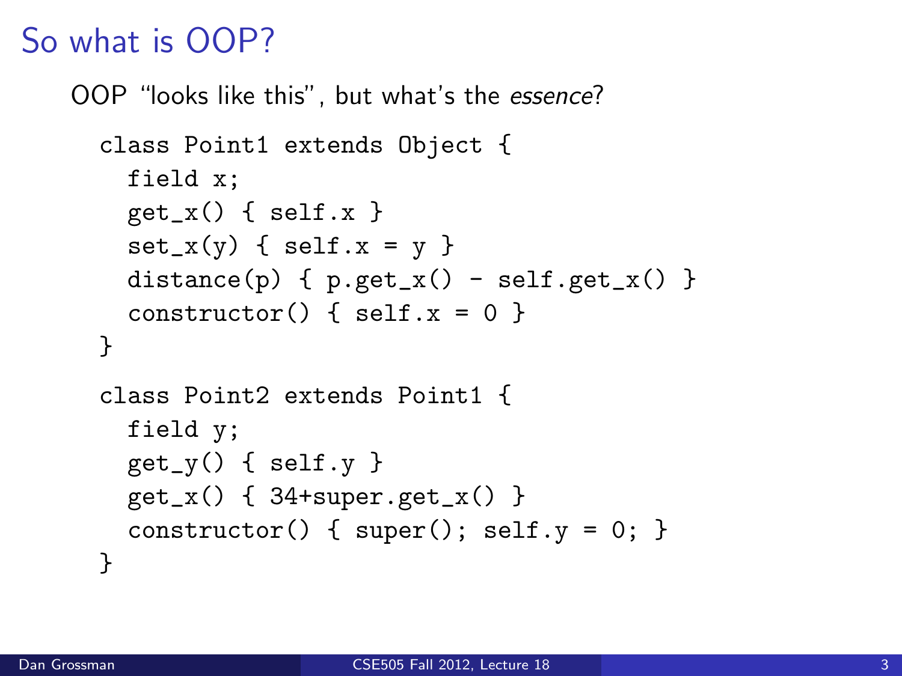# So what is OOP?

OOP "looks like this", but what's the *essence*?

```
class Point1 extends Object {
  field x;
  get_x() { self.x }
  set_x(y) { self.x = y }
  distance(p) { p.get_x() - self.get_x() }
  constructor() { self.x = 0 }
}

class Point2 extends Point1 {
  field y;
  get_y() { self.y }
  get_x() { 34+super.get_x() }
  constructor() { super(); self.y = 0; }
}
```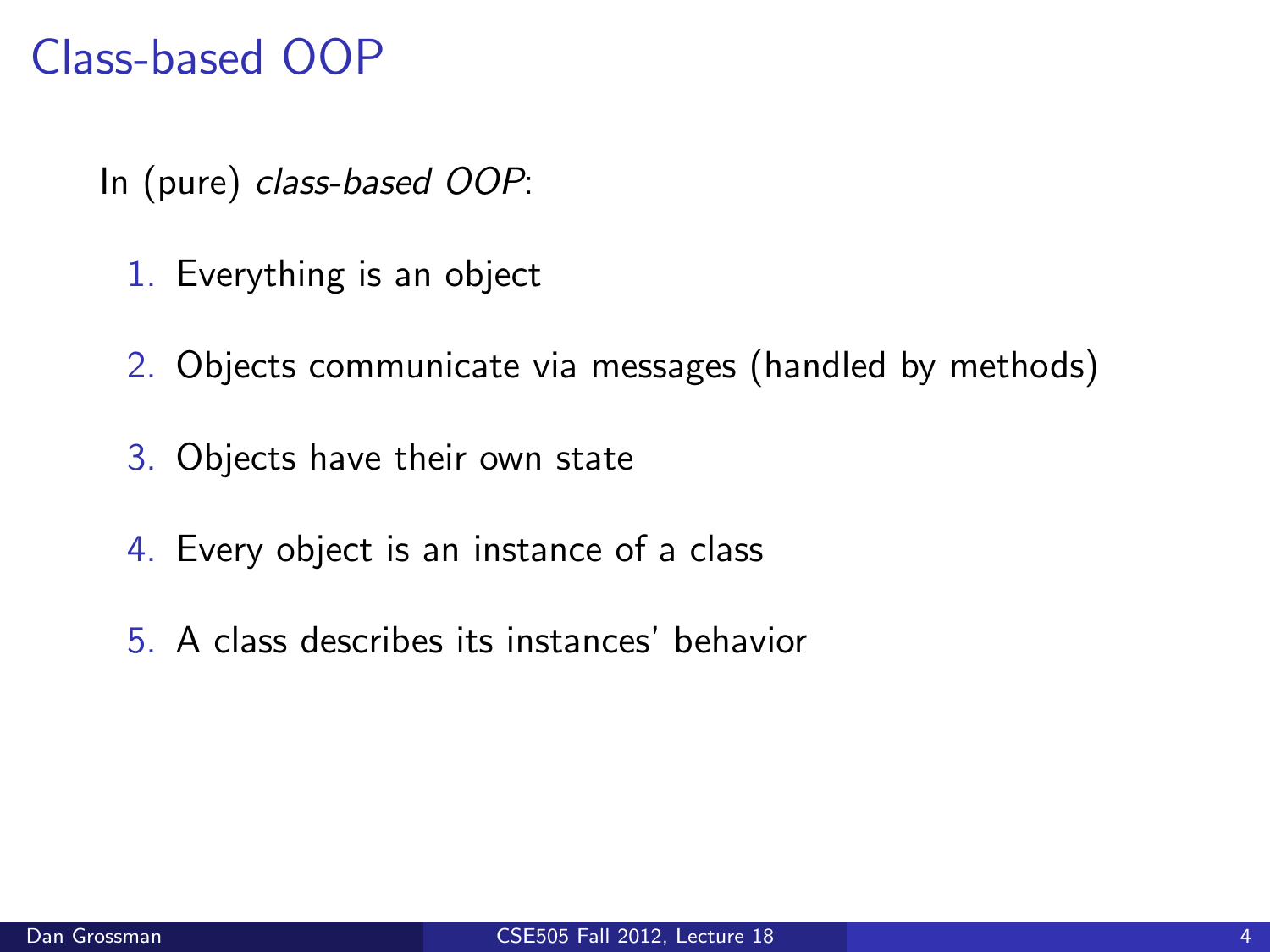# Class-based OOP

In (pure) *class-based OOP*:

1. Everything is an object
2. Objects communicate via messages (handled by methods)
3. Objects have their own state
4. Every object is an instance of a class
5. A class describes its instances' behavior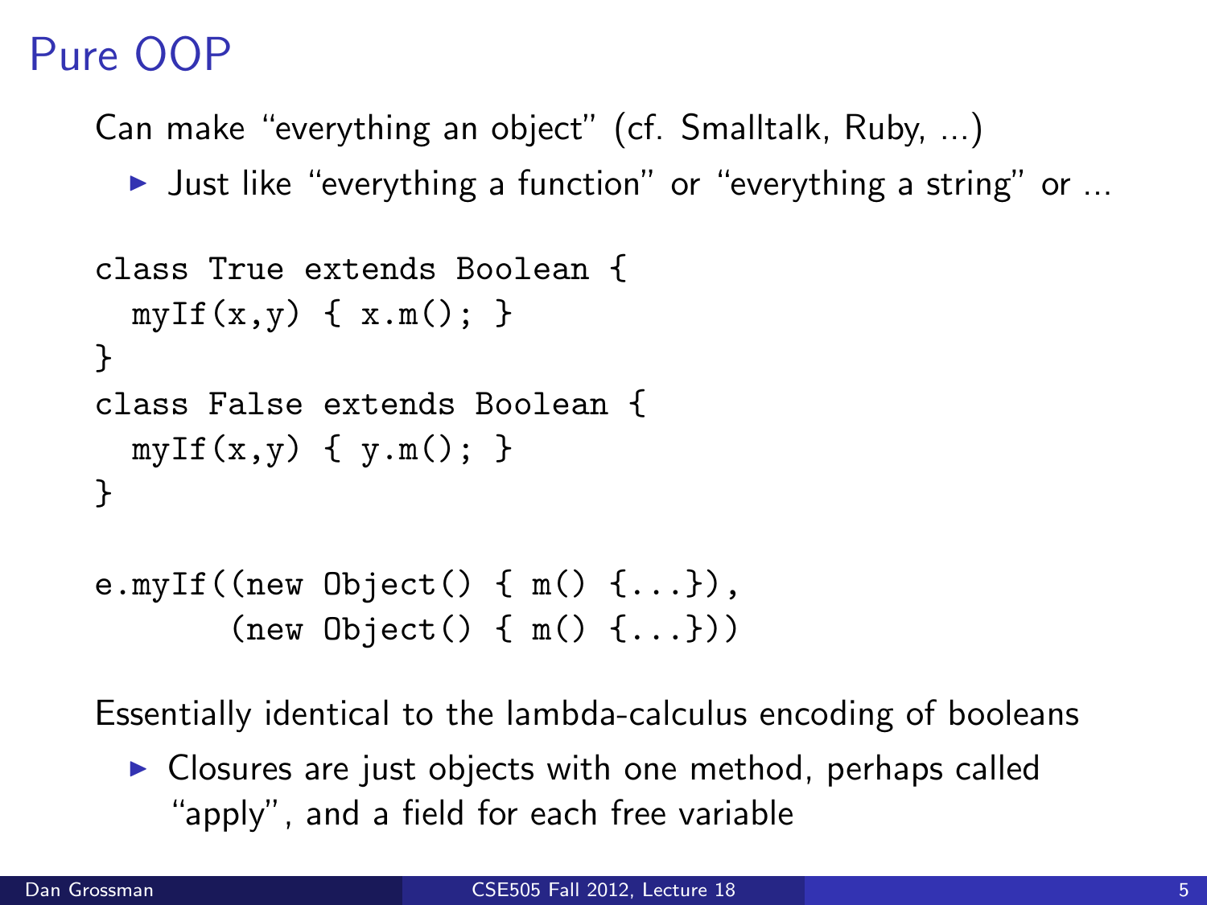# Pure OOP

Can make "everything an object" (cf. Smalltalk, Ruby, ...)

- Just like "everything a function" or "everything a string" or ...

```
class True extends Boolean {
  myIf(x,y) { x.m(); }
}
class False extends Boolean {
  myIf(x,y) { y.m(); }
}

e.myIf((new Object() { m() {...}),
       (new Object() { m() {...}))
```

Essentially identical to the lambda-calculus encoding of booleans

- Closures are just objects with one method, perhaps called "apply", and a field for each free variable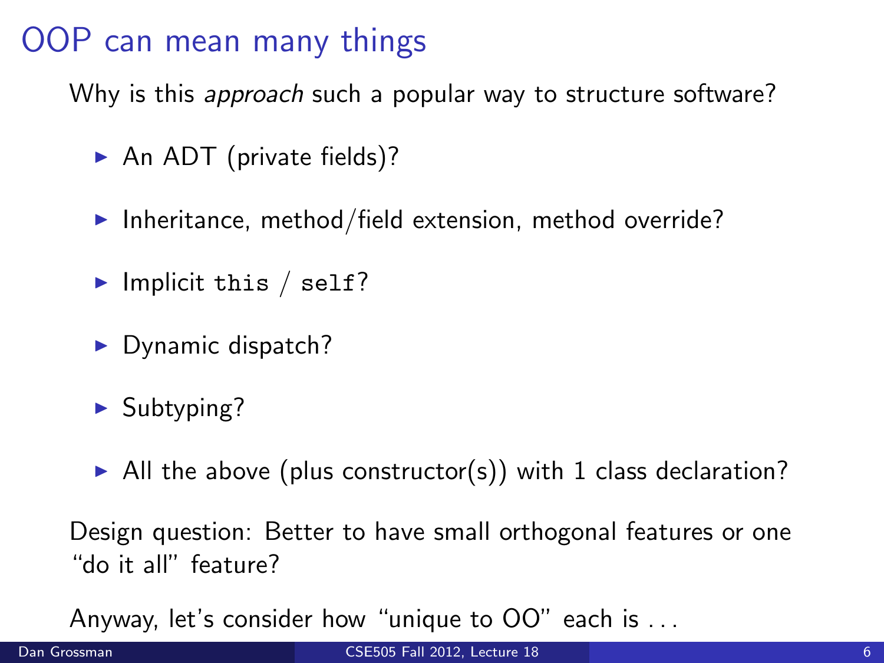# OOP can mean many things

Why is this *approach* such a popular way to structure software?

- An ADT (private fields)?
- Inheritance, method/field extension, method override?
- Implicit `this` / `self`?
- Dynamic dispatch?
- Subtyping?
- All the above (plus constructor(s)) with 1 class declaration?

Design question: Better to have small orthogonal features or one "do it all" feature?

Anyway, let's consider how "unique to OO" each is ...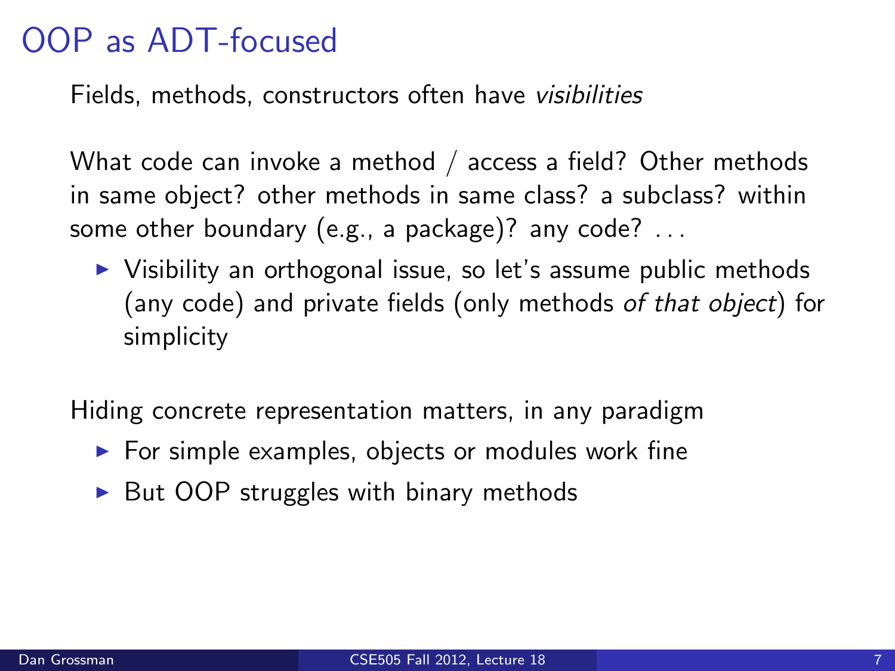# OOP as ADT-focused

Fields, methods, constructors often have *visibilities*

What code can invoke a method / access a field? Other methods in same object? other methods in same class? a subclass? within some other boundary (e.g., a package)? any code? . . .

- Visibility an orthogonal issue, so let's assume public methods (any code) and private fields (only methods *of that object*) for simplicity

Hiding concrete representation matters, in any paradigm

- For simple examples, objects or modules work fine
- But OOP struggles with binary methods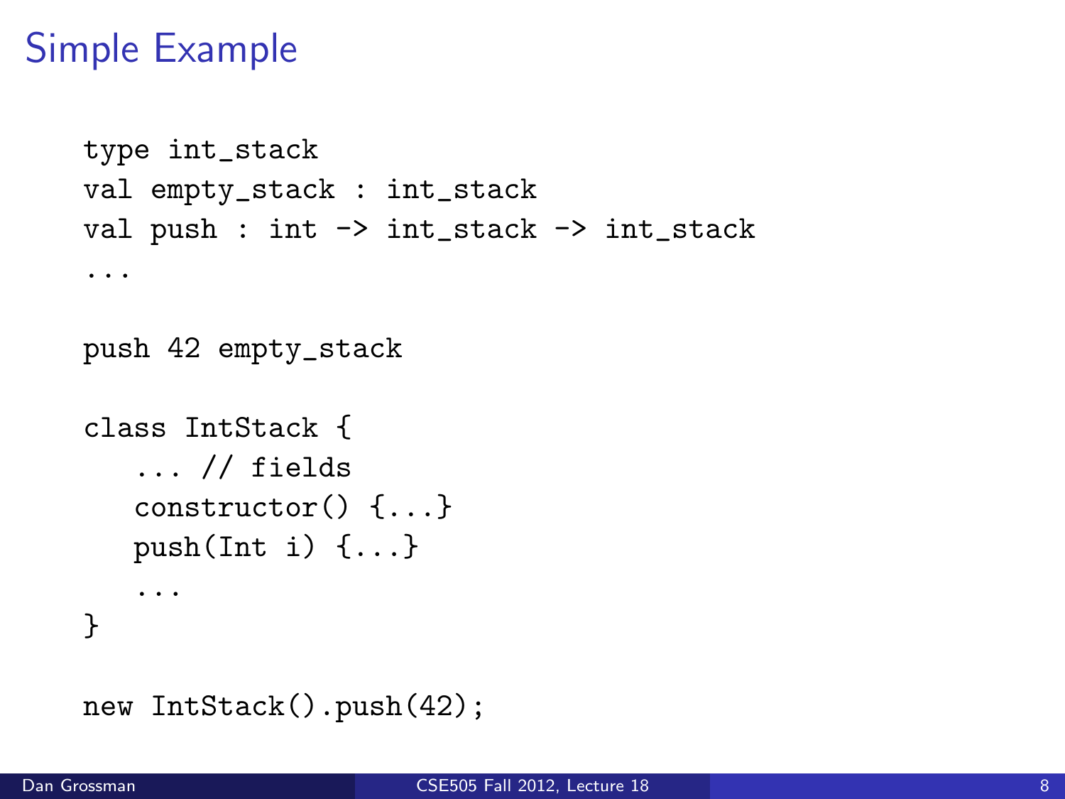# Simple Example

```
type int_stack
val empty_stack : int_stack
val push : int -> int_stack -> int_stack
...

push 42 empty_stack

class IntStack {
   ... // fields
   constructor() {...}
   push(Int i) {...}
   ...
}

new IntStack().push(42);
```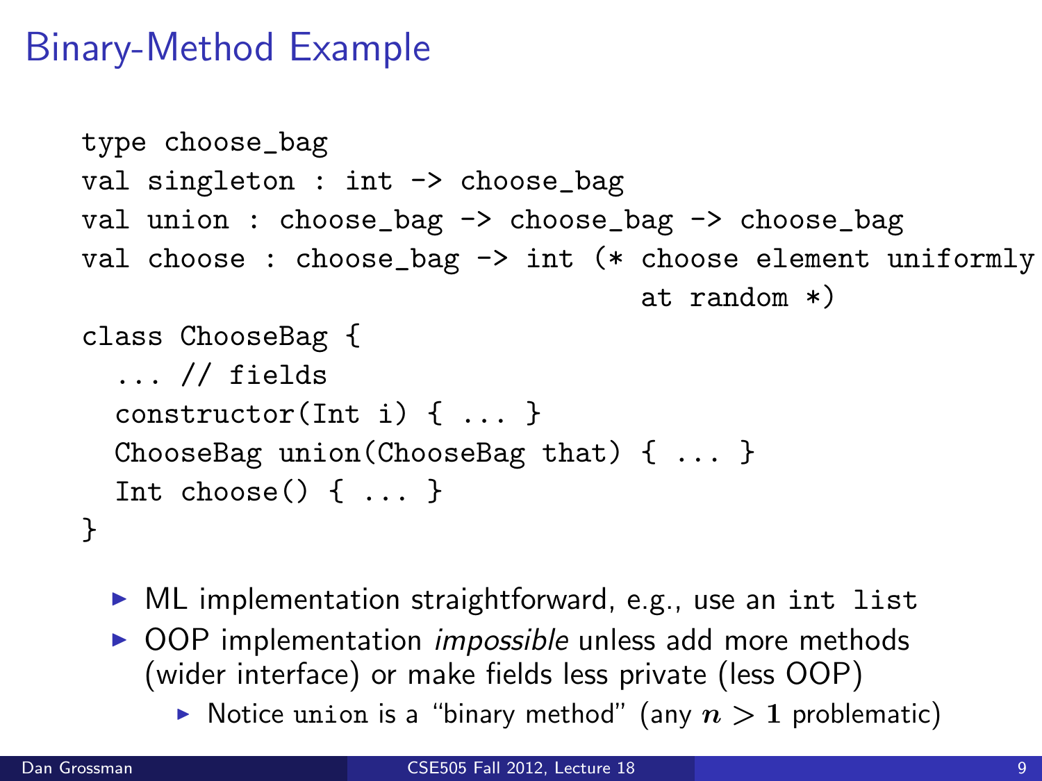# Binary-Method Example

```
type choose_bag
val singleton : int -> choose_bag
val union : choose_bag -> choose_bag -> choose_bag
val choose : choose_bag -> int (* choose element uniformly
                                  at random *)
class ChooseBag {
  ... // fields
  constructor(Int i) { ... }
  ChooseBag union(ChooseBag that) { ... }
  Int choose() { ... }
}
```

- ML implementation straightforward, e.g., use an `int list`
- OOP implementation *impossible* unless add more methods (wider interface) or make fields less private (less OOP)
  - Notice `union` is a "binary method" (any $n > 1$ problematic)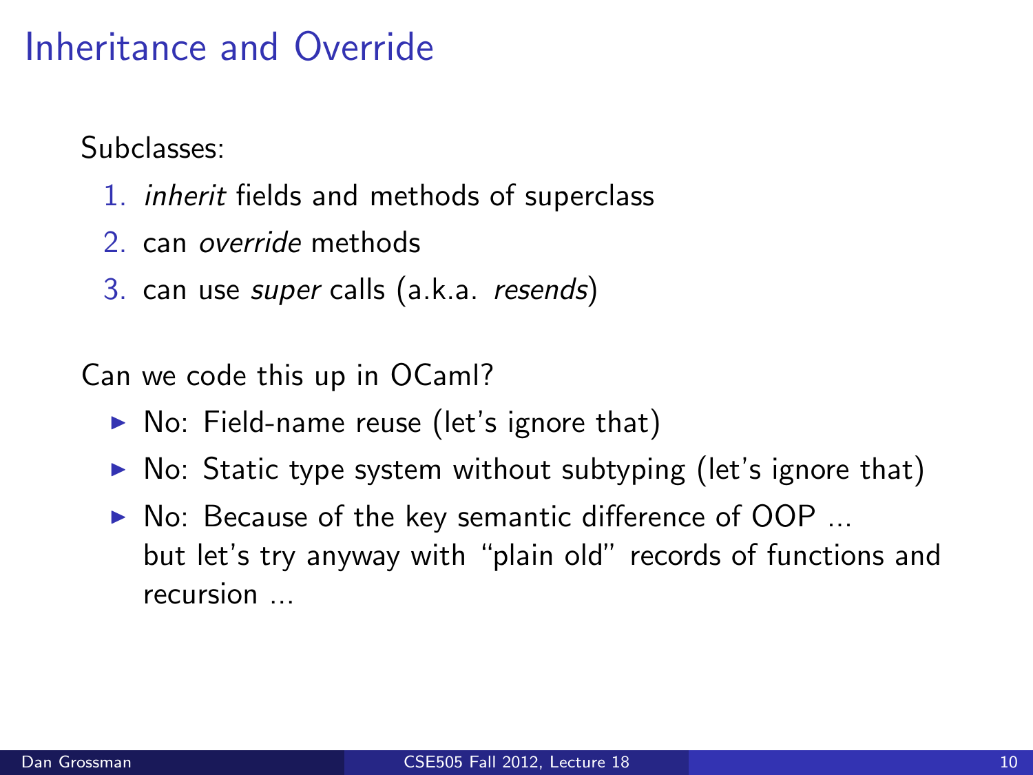# Inheritance and Override

Subclasses:

1. *inherit* fields and methods of superclass
2. can *override* methods
3. can use *super* calls (a.k.a. *resends*)

Can we code this up in OCaml?

- No: Field-name reuse (let's ignore that)
- No: Static type system without subtyping (let's ignore that)
- No: Because of the key semantic difference of OOP ... but let's try anyway with "plain old" records of functions and recursion ...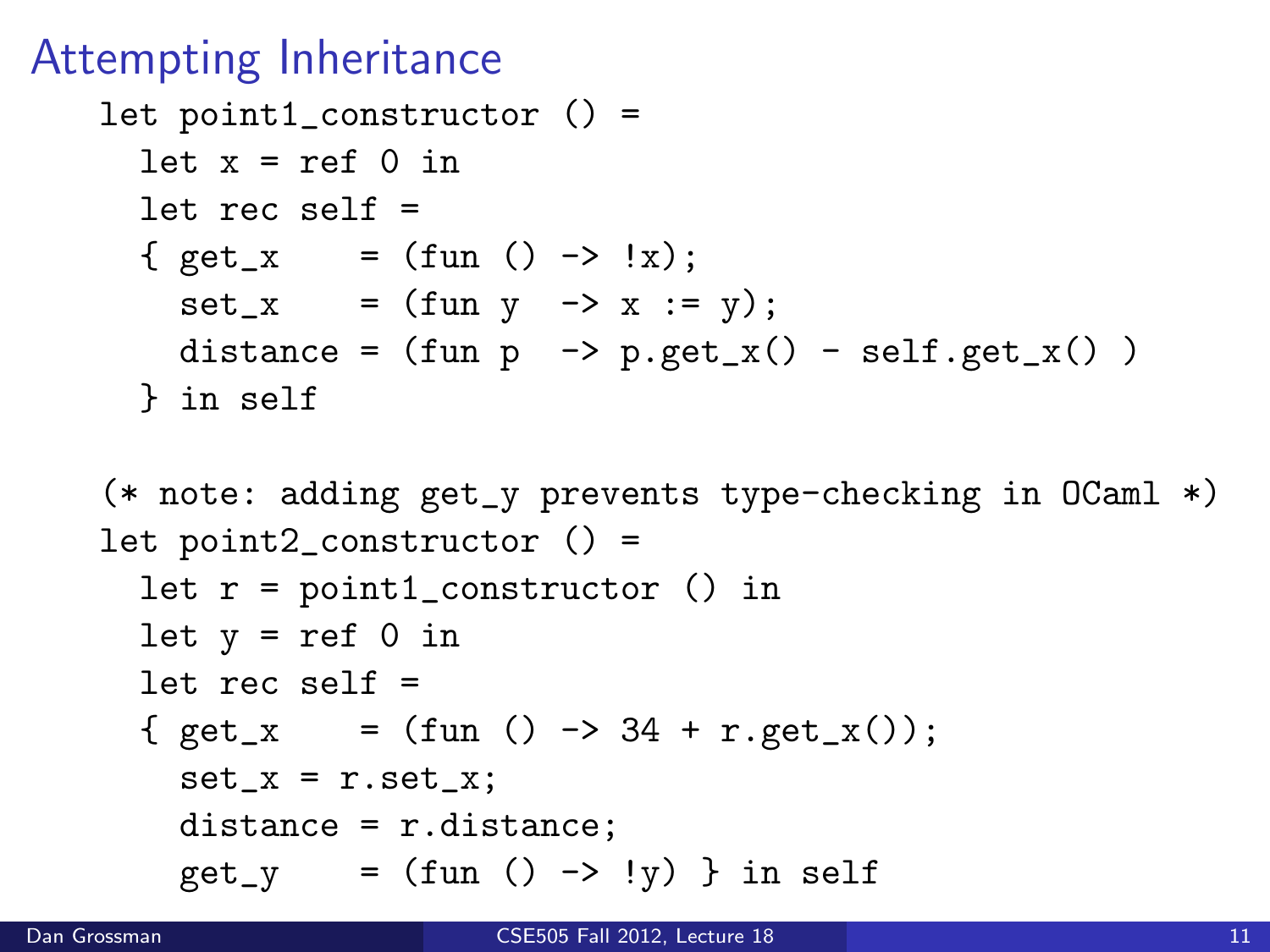# Attempting Inheritance

```
let point1_constructor () =
  let x = ref 0 in
  let rec self =
  { get_x    = (fun () -> !x);
    set_x    = (fun y  -> x := y);
    distance = (fun p  -> p.get_x() - self.get_x() )
  } in self

(* note: adding get_y prevents type-checking in OCaml *)
let point2_constructor () =
  let r = point1_constructor () in
  let y = ref 0 in
  let rec self =
  { get_x    = (fun () -> 34 + r.get_x());
    set_x = r.set_x;
    distance = r.distance;
    get_y    = (fun () -> !y) } in self
```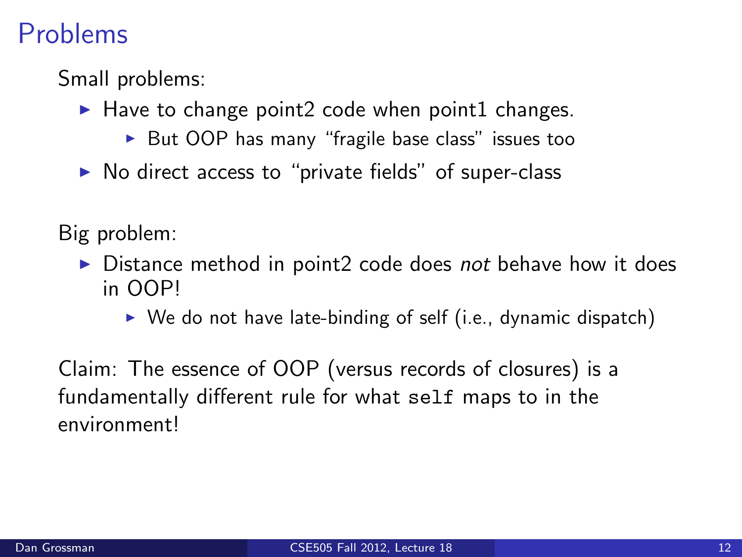# Problems

Small problems:

- Have to change point2 code when point1 changes.
  - But OOP has many "fragile base class" issues too
- No direct access to "private fields" of super-class

Big problem:

- Distance method in point2 code does *not* behave how it does in OOP!
  - We do not have late-binding of self (i.e., dynamic dispatch)

Claim: The essence of OOP (versus records of closures) is a fundamentally different rule for what `self` maps to in the environment!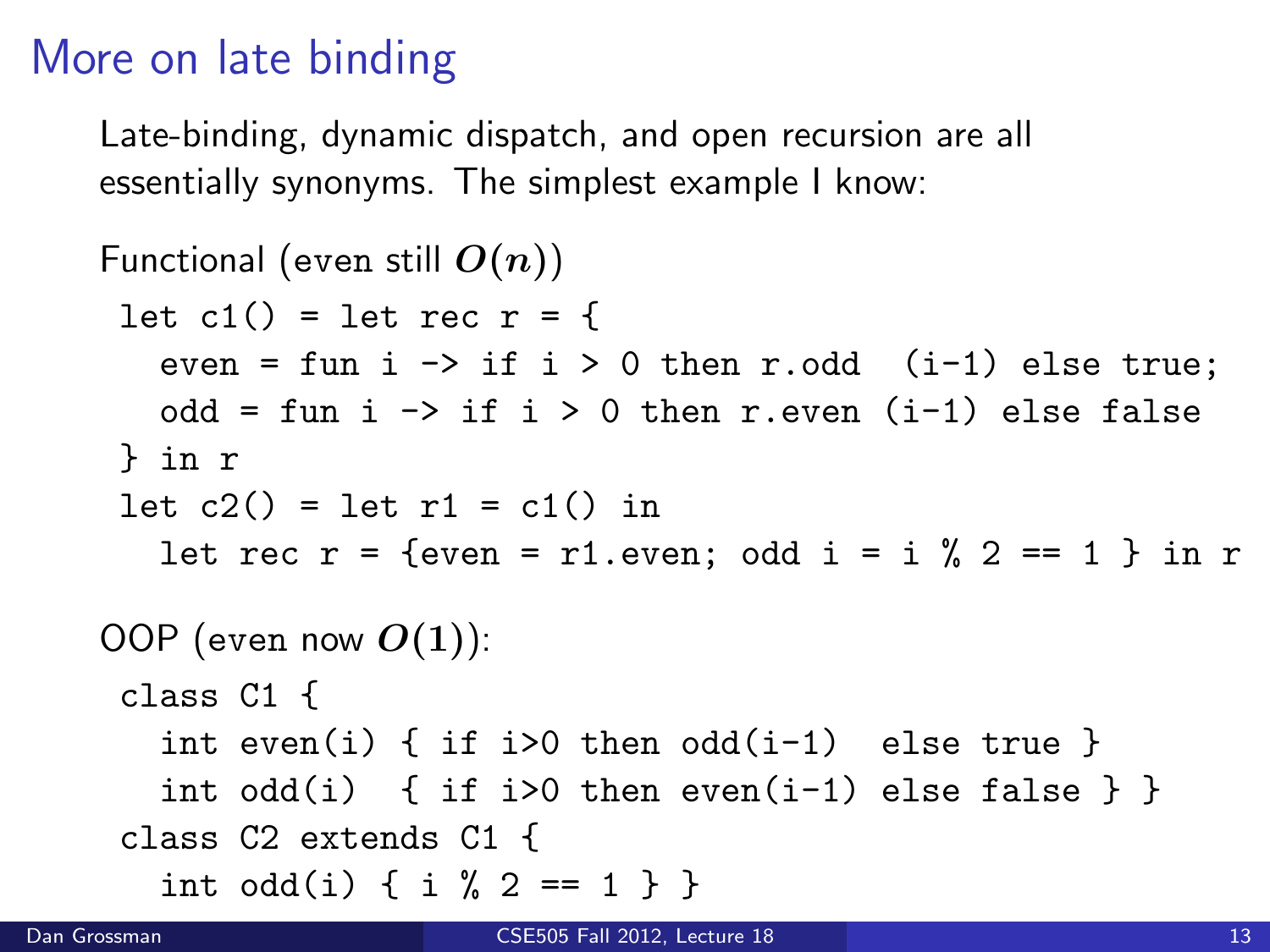# More on late binding

Late-binding, dynamic dispatch, and open recursion are all essentially synonyms. The simplest example I know:

Functional (even still $O(n)$)

```
let c1() = let rec r = {
    even = fun i -> if i > 0 then r.odd  (i-1) else true;
    odd = fun i -> if i > 0 then r.even (i-1) else false
 } in r
let c2() = let r1 = c1() in
    let rec r = {even = r1.even; odd i = i % 2 == 1 } in r
```

OOP (even now $O(1)$):

```
class C1 {
    int even(i) { if i>0 then odd(i-1)  else true }
    int odd(i)  { if i>0 then even(i-1) else false } }
class C2 extends C1 {
    int odd(i) { i % 2 == 1 } }
```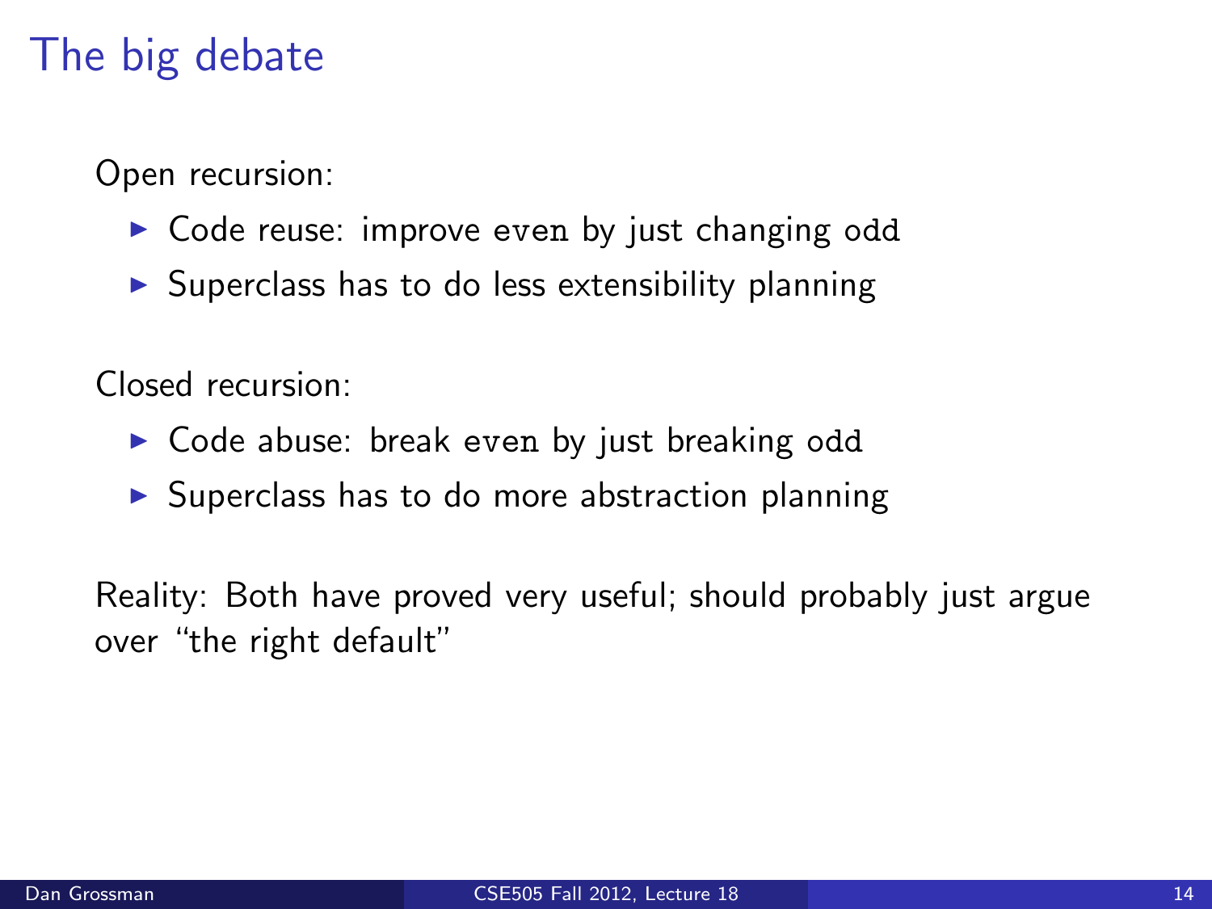# The big debate

Open recursion:

- Code reuse: improve `even` by just changing `odd`
- Superclass has to do less extensibility planning

Closed recursion:

- Code abuse: break `even` by just breaking `odd`
- Superclass has to do more abstraction planning

Reality: Both have proved very useful; should probably just argue over "the right default"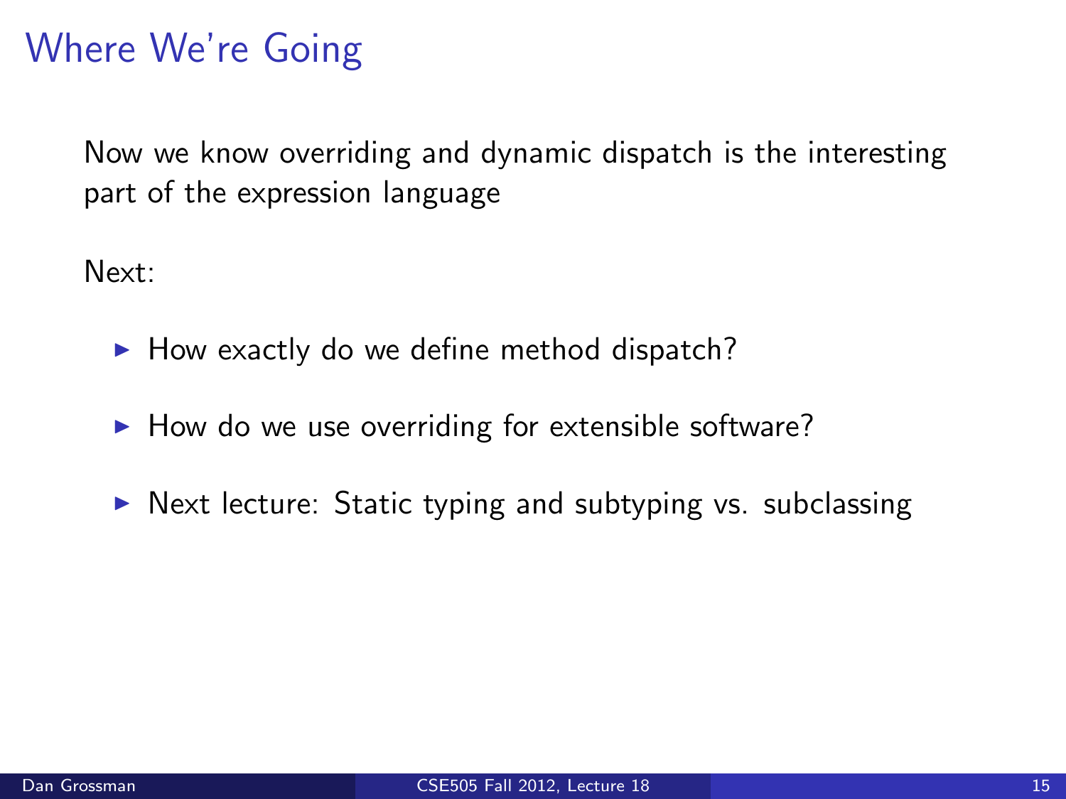# Where We're Going

Now we know overriding and dynamic dispatch is the interesting part of the expression language

Next:

- How exactly do we define method dispatch?
- How do we use overriding for extensible software?
- Next lecture: Static typing and subtyping vs. subclassing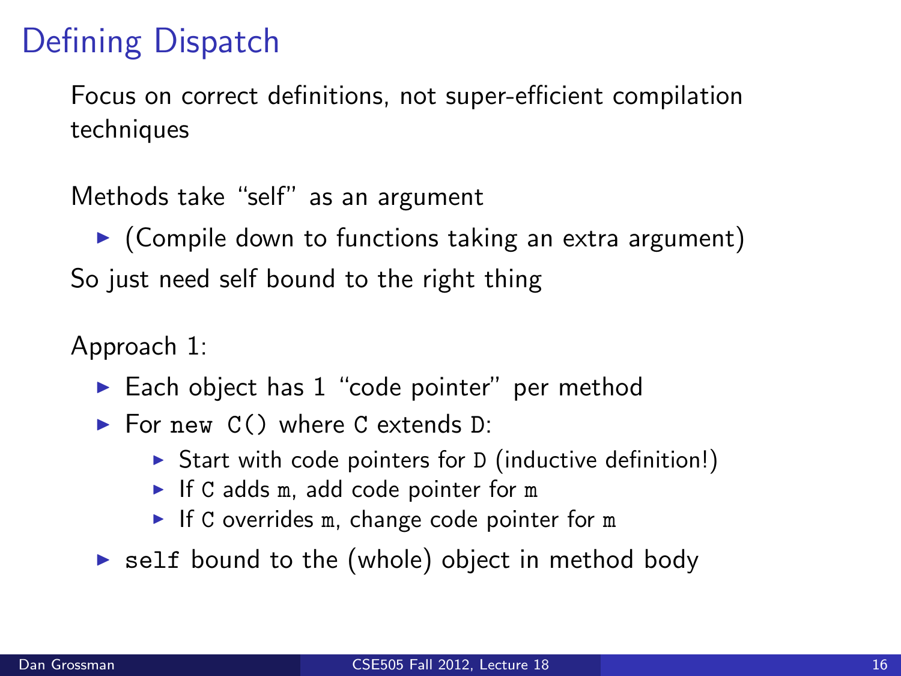# Defining Dispatch

Focus on correct definitions, not super-efficient compilation techniques

Methods take "self" as an argument

- (Compile down to functions taking an extra argument)

So just need self bound to the right thing

Approach 1:

- Each object has 1 "code pointer" per method
- For `new C()` where `C` extends `D`:
  - Start with code pointers for `D` (inductive definition!)
  - If `C` adds `m`, add code pointer for `m`
  - If `C` overrides `m`, change code pointer for `m`
- `self` bound to the (whole) object in method body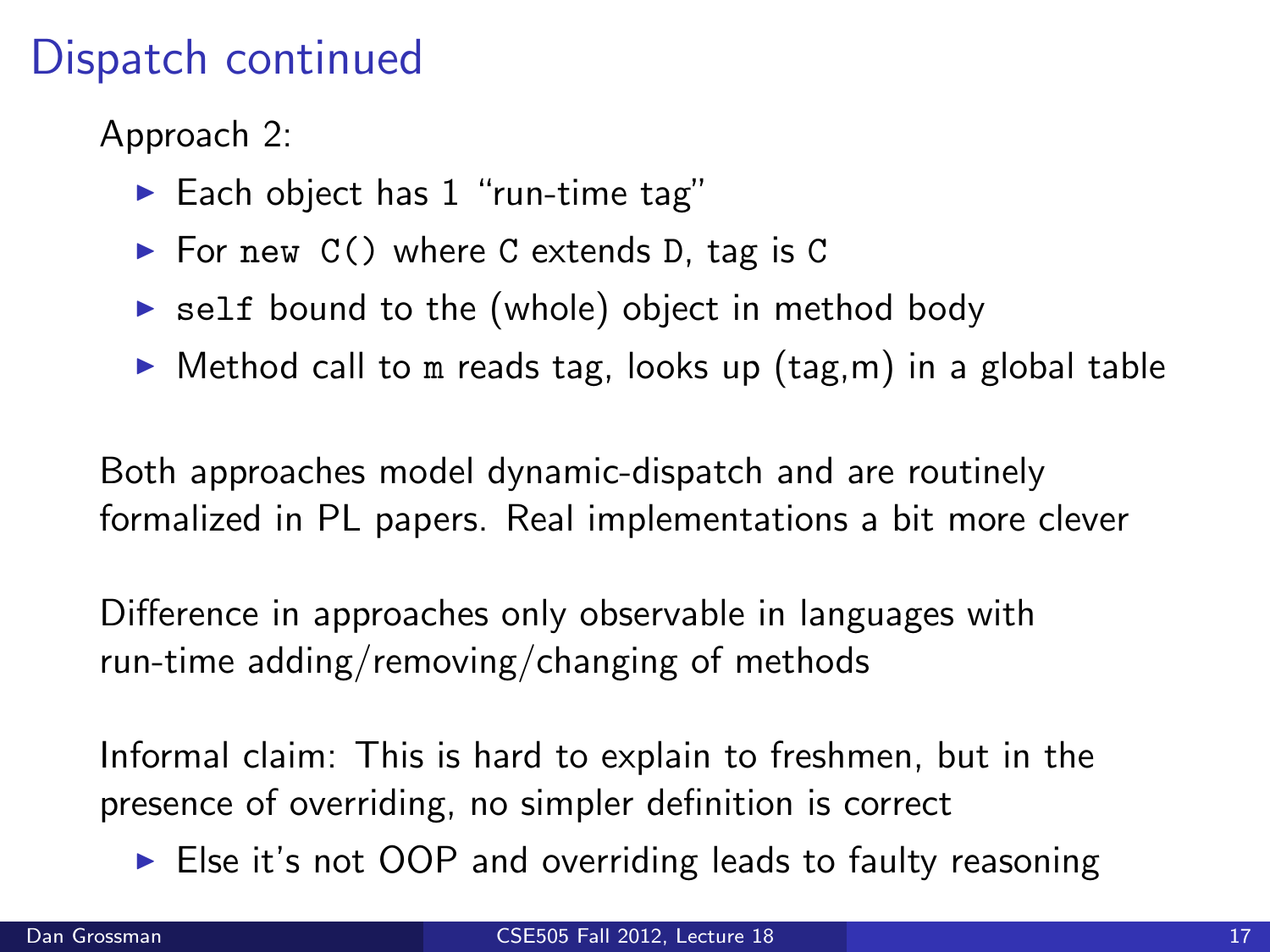# Dispatch continued

Approach 2:

- Each object has 1 "run-time tag"
- For `new C()` where `C` extends `D`, tag is `C`
- `self` bound to the (whole) object in method body
- Method call to `m` reads tag, looks up (tag,m) in a global table

Both approaches model dynamic-dispatch and are routinely formalized in PL papers. Real implementations a bit more clever

Difference in approaches only observable in languages with run-time adding/removing/changing of methods

Informal claim: This is hard to explain to freshmen, but in the presence of overriding, no simpler definition is correct

- Else it's not OOP and overriding leads to faulty reasoning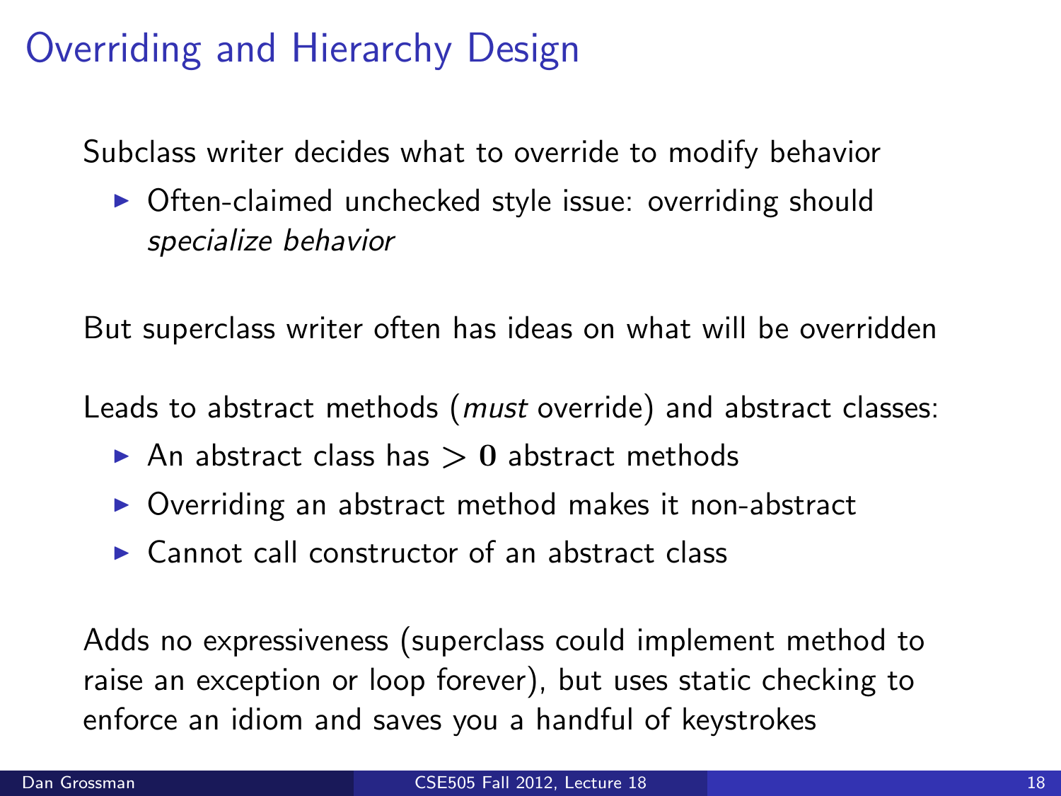# Overriding and Hierarchy Design

Subclass writer decides what to override to modify behavior

- Often-claimed unchecked style issue: overriding should *specialize behavior*

But superclass writer often has ideas on what will be overridden

Leads to abstract methods (*must* override) and abstract classes:

- An abstract class has $> 0$ abstract methods
- Overriding an abstract method makes it non-abstract
- Cannot call constructor of an abstract class

Adds no expressiveness (superclass could implement method to raise an exception or loop forever), but uses static checking to enforce an idiom and saves you a handful of keystrokes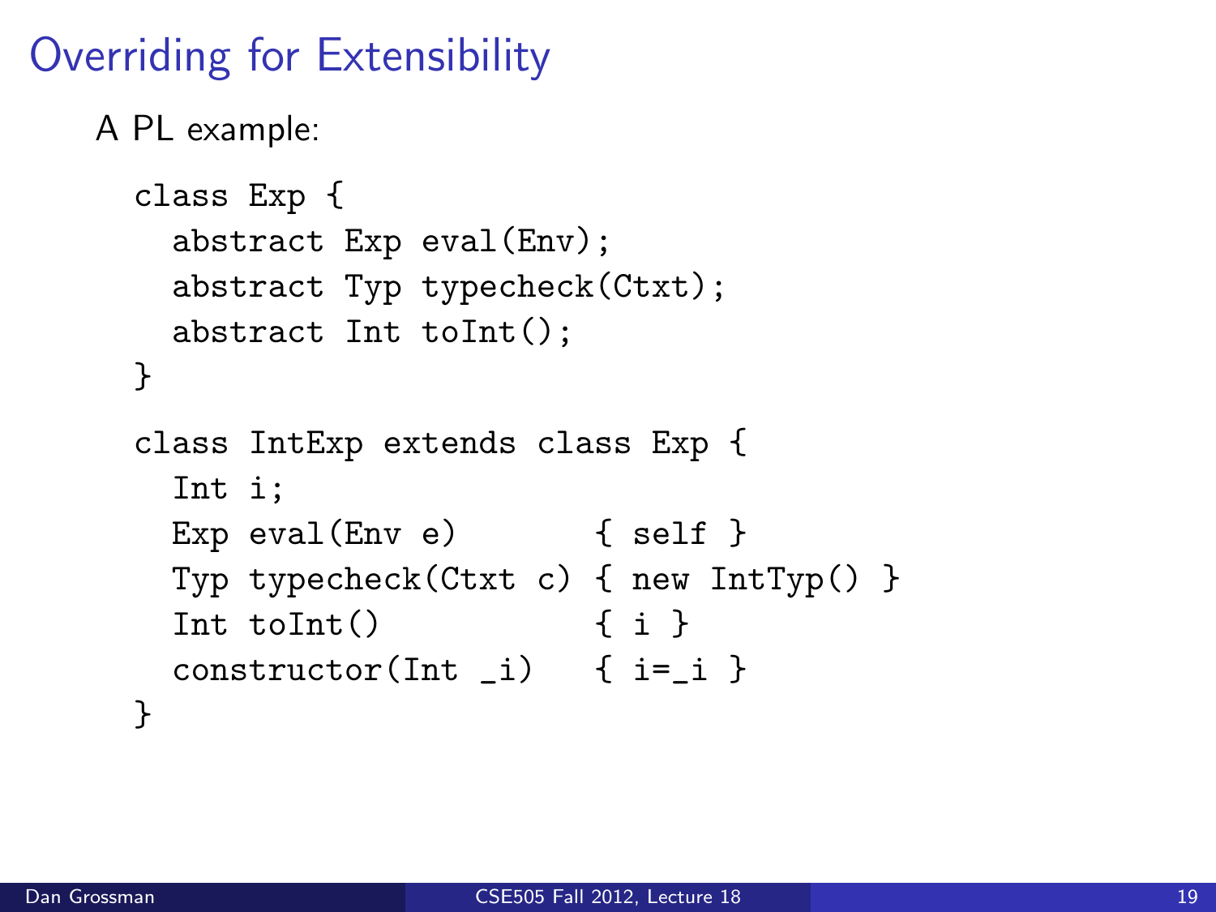# Overriding for Extensibility

A PL example:

```
class Exp {
  abstract Exp eval(Env);
  abstract Typ typecheck(Ctxt);
  abstract Int toInt();
}

class IntExp extends class Exp {
  Int i;
  Exp eval(Env e)        { self }
  Typ typecheck(Ctxt c) { new IntTyp() }
  Int toInt()            { i }
  constructor(Int _i)    { i=_i }
}
```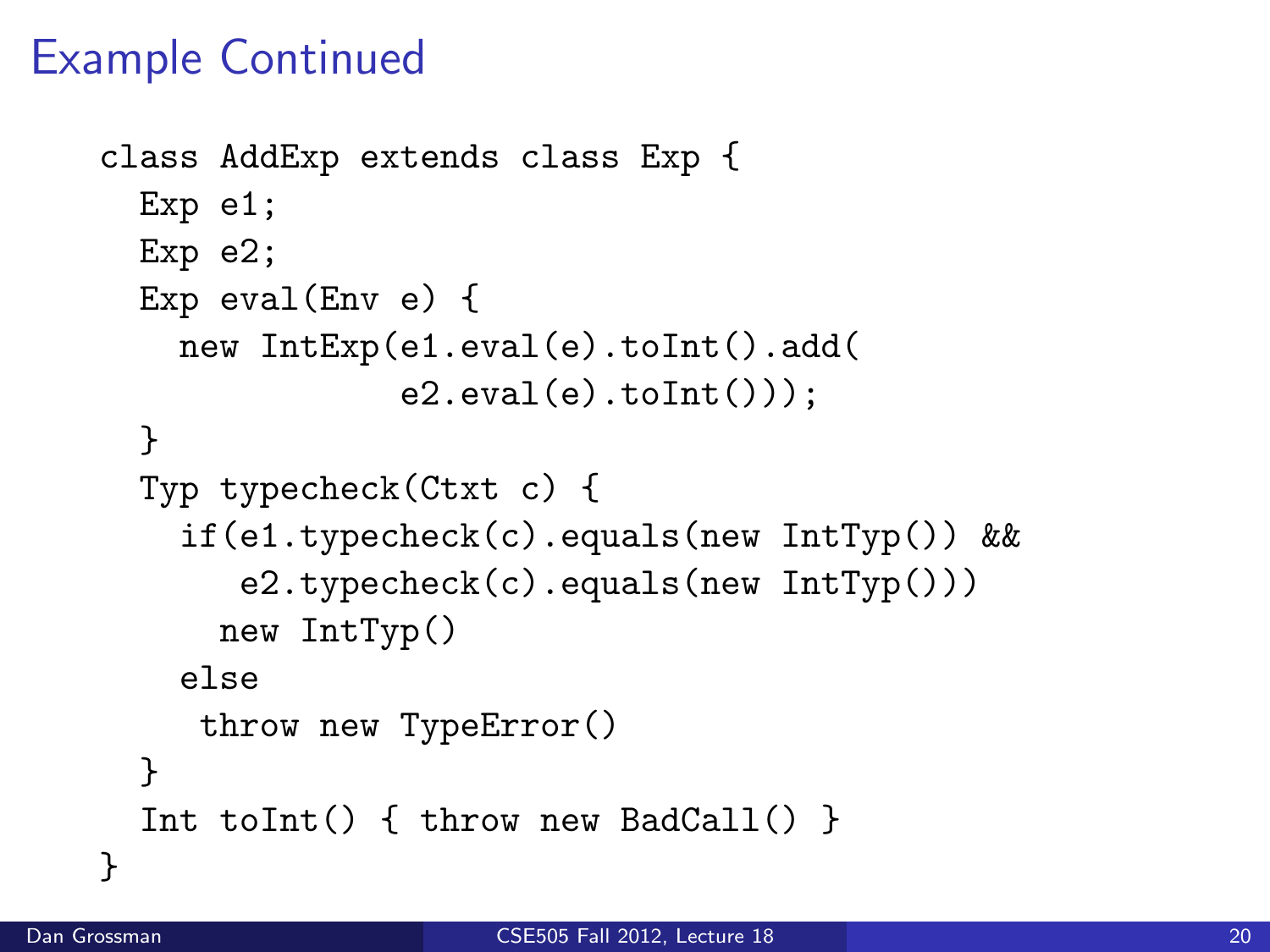# Example Continued

```
class AddExp extends class Exp {
  Exp e1;
  Exp e2;
  Exp eval(Env e) {
    new IntExp(e1.eval(e).toInt().add(
               e2.eval(e).toInt()));
  }
  Typ typecheck(Ctxt c) {
    if(e1.typecheck(c).equals(new IntTyp()) &&
       e2.typecheck(c).equals(new IntTyp()))
      new IntTyp()
    else
     throw new TypeError()
  }
  Int toInt() { throw new BadCall() }
}
```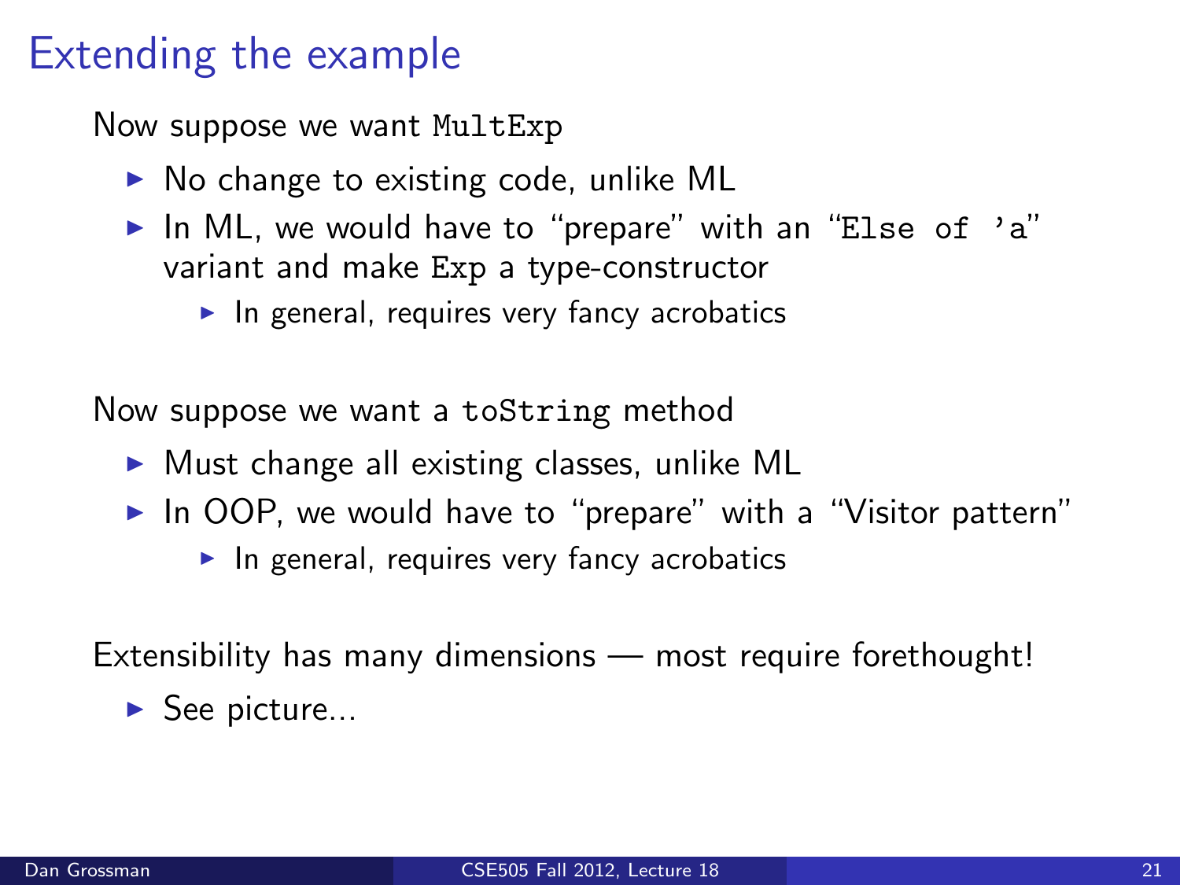# Extending the example

Now suppose we want `MultExp`

- No change to existing code, unlike ML
- In ML, we would have to "prepare" with an "`Else of 'a`" variant and make `Exp` a type-constructor
  - In general, requires very fancy acrobatics

Now suppose we want a `toString` method

- Must change all existing classes, unlike ML
- In OOP, we would have to "prepare" with a "Visitor pattern"
  - In general, requires very fancy acrobatics

Extensibility has many dimensions — most require forethought!

- See picture...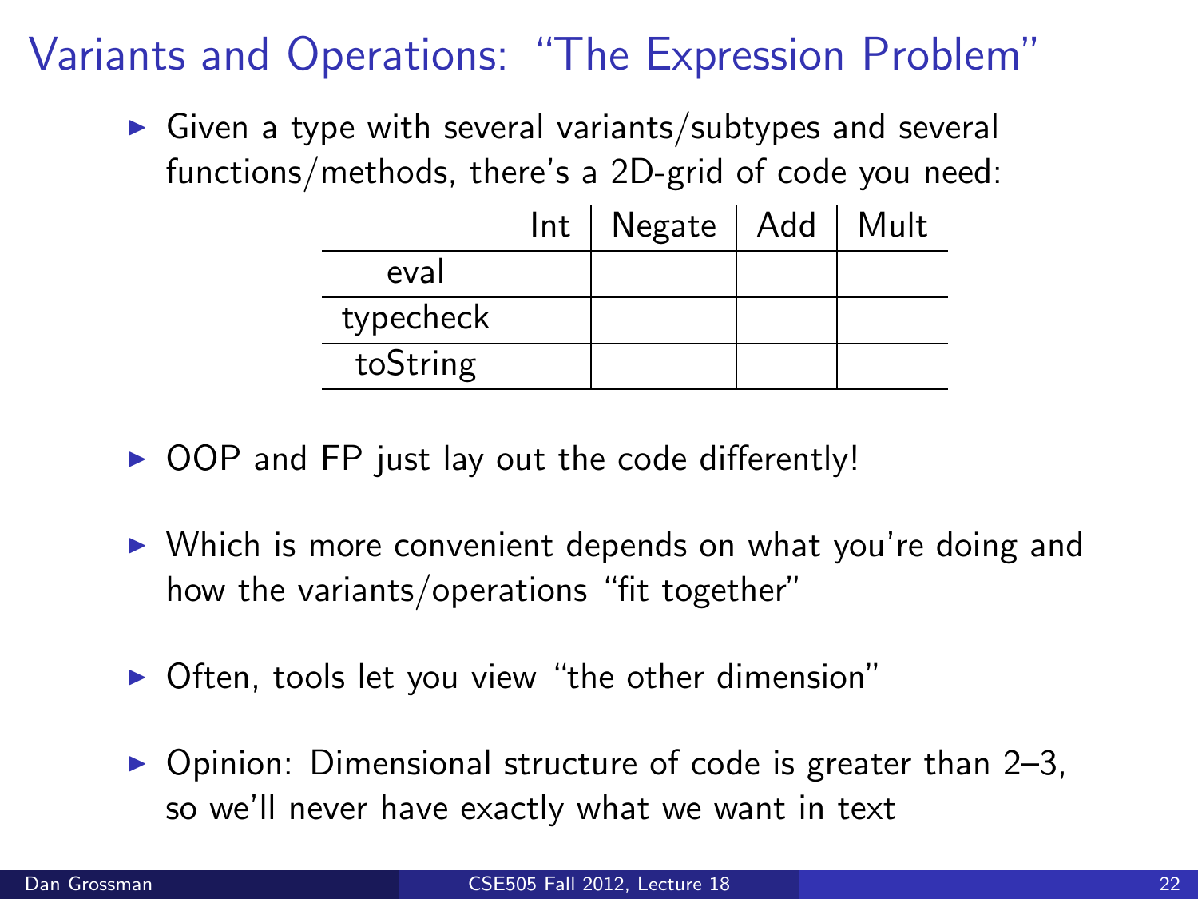# Variants and Operations: "The Expression Problem"

- Given a type with several variants/subtypes and several functions/methods, there's a 2D-grid of code you need:

| | Int | Negate | Add | Mult |
|---|---|---|---|---|
| eval | | | | |
| typecheck | | | | |
| toString | | | | |

- OOP and FP just lay out the code differently!
- Which is more convenient depends on what you're doing and how the variants/operations "fit together"
- Often, tools let you view "the other dimension"
- Opinion: Dimensional structure of code is greater than 2–3, so we'll never have exactly what we want in text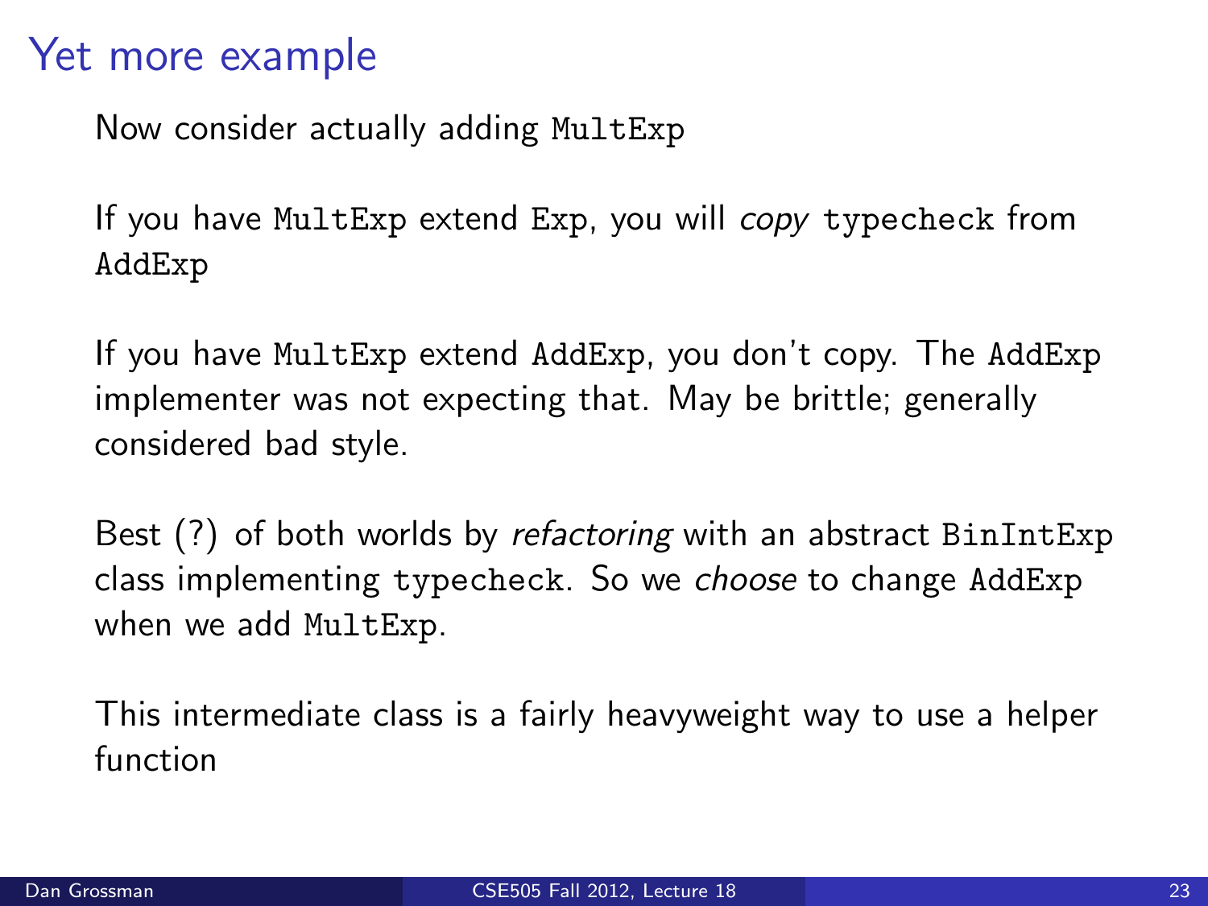# Yet more example

Now consider actually adding `MultExp`

If you have `MultExp` extend `Exp`, you will *copy* `typecheck` from `AddExp`

If you have `MultExp` extend `AddExp`, you don't copy. The `AddExp` implementer was not expecting that. May be brittle; generally considered bad style.

Best (?) of both worlds by *refactoring* with an abstract `BinIntExp` class implementing `typecheck`. So we *choose* to change `AddExp` when we add `MultExp`.

This intermediate class is a fairly heavyweight way to use a helper function